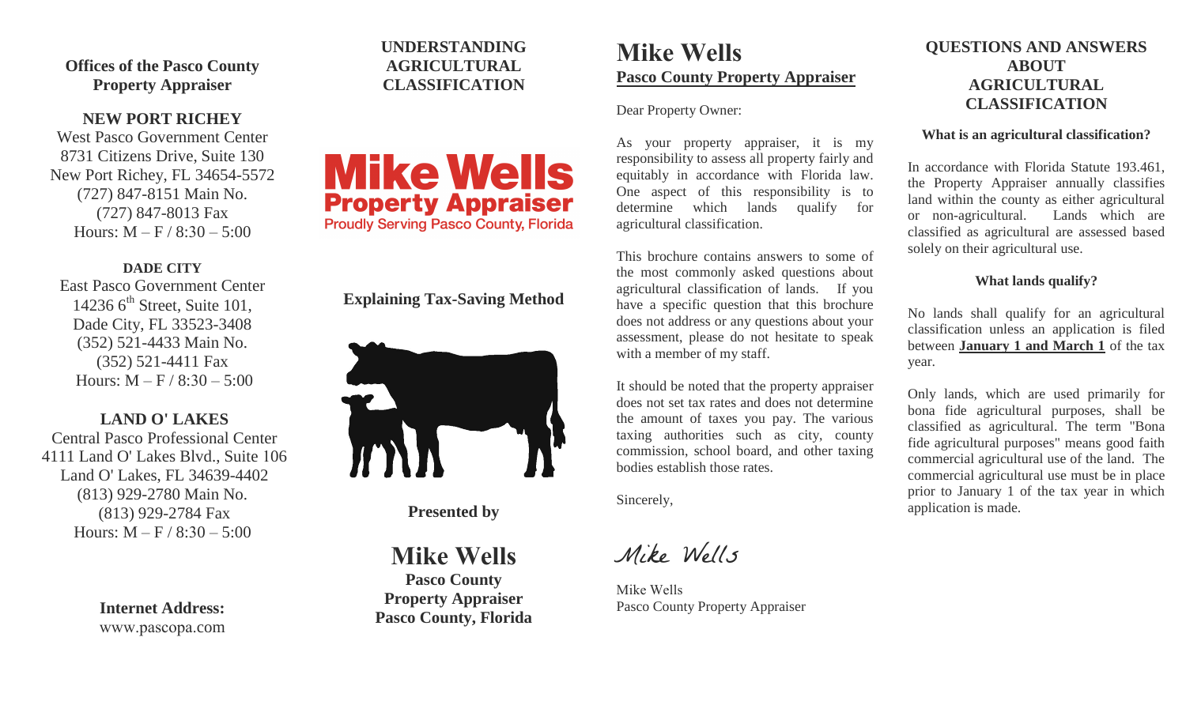**Offices of the Pasco County Property Appraiser**

**NEW PORT RICHEY**

West Pasco Government Center
8731 Citizens Drive, Suite 130
New Port Richey, FL 34654-5572
(727) 847-8151 Main No.
(727) 847-8013 Fax
Hours: M – F / 8:30 – 5:00

**DADE CITY**

East Pasco Government Center
14236 6th Street, Suite 101,
Dade City, FL 33523-3408
(352) 521-4433 Main No.
(352) 521-4411 Fax
Hours: M – F / 8:30 – 5:00

**LAND O' LAKES**

Central Pasco Professional Center
4111 Land O' Lakes Blvd., Suite 106
Land O' Lakes, FL 34639-4402
(813) 929-2780 Main No.
(813) 929-2784 Fax
Hours: M – F / 8:30 – 5:00

**Internet Address:**
www.pascopa.com

# UNDERSTANDING AGRICULTURAL CLASSIFICATION

**Mike Wells**
**Property Appraiser**
Proudly Serving Pasco County, Florida

**Explaining Tax-Saving Method**

**Presented by**

**Mike Wells**
**Pasco County**
**Property Appraiser**
**Pasco County, Florida**

# Mike Wells

## Pasco County Property Appraiser

Dear Property Owner:

As your property appraiser, it is my responsibility to assess all property fairly and equitably in accordance with Florida law. One aspect of this responsibility is to determine which lands qualify for agricultural classification.

This brochure contains answers to some of the most commonly asked questions about agricultural classification of lands. If you have a specific question that this brochure does not address or any questions about your assessment, please do not hesitate to speak with a member of my staff.

It should be noted that the property appraiser does not set tax rates and does not determine the amount of taxes you pay. The various taxing authorities such as city, county commission, school board, and other taxing bodies establish those rates.

Sincerely,

*Mike Wells*

Mike Wells
Pasco County Property Appraiser

# QUESTIONS AND ANSWERS ABOUT AGRICULTURAL CLASSIFICATION

**What is an agricultural classification?**

In accordance with Florida Statute 193.461, the Property Appraiser annually classifies land within the county as either agricultural or non-agricultural. Lands which are classified as agricultural are assessed based solely on their agricultural use.

**What lands qualify?**

No lands shall qualify for an agricultural classification unless an application is filed between **January 1 and March 1** of the tax year.

Only lands, which are used primarily for bona fide agricultural purposes, shall be classified as agricultural. The term "Bona fide agricultural purposes" means good faith commercial agricultural use of the land. The commercial agricultural use must be in place prior to January 1 of the tax year in which application is made.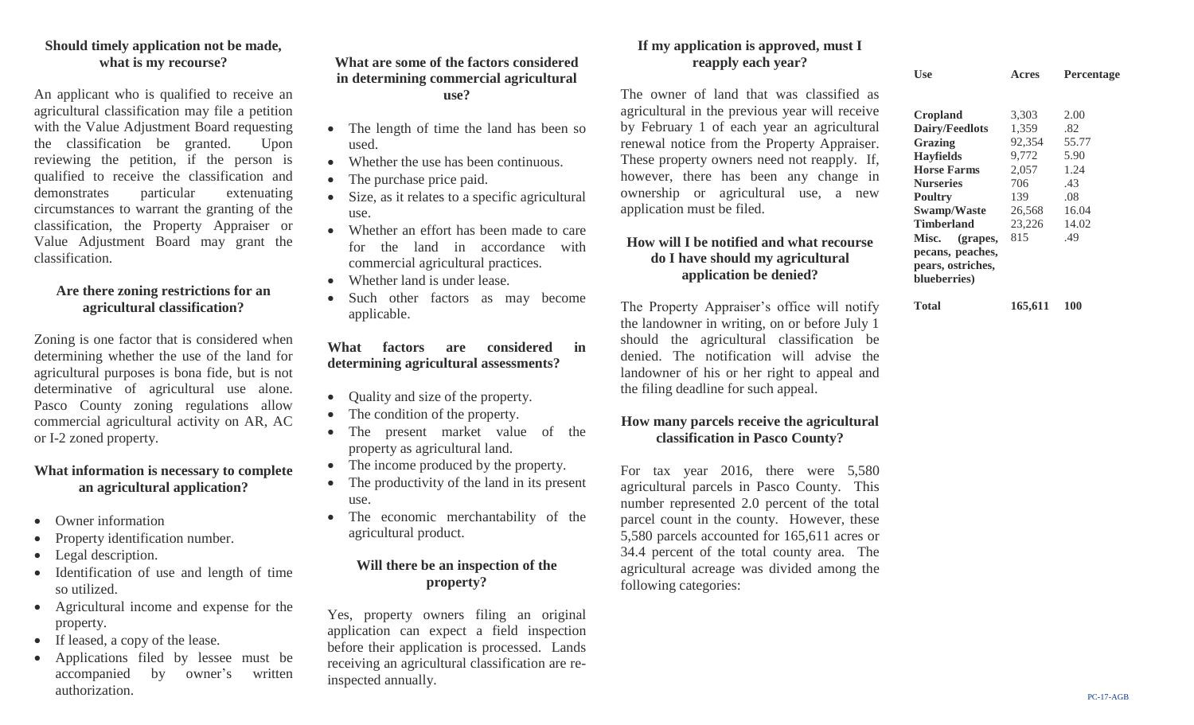### Should timely application not be made, what is my recourse?

An applicant who is qualified to receive an agricultural classification may file a petition with the Value Adjustment Board requesting the classification be granted. Upon reviewing the petition, if the person is qualified to receive the classification and demonstrates particular extenuating circumstances to warrant the granting of the classification, the Property Appraiser or Value Adjustment Board may grant the classification.

### Are there zoning restrictions for an agricultural classification?

Zoning is one factor that is considered when determining whether the use of the land for agricultural purposes is bona fide, but is not determinative of agricultural use alone. Pasco County zoning regulations allow commercial agricultural activity on AR, AC or I-2 zoned property.

### What information is necessary to complete an agricultural application?

- Owner information
- Property identification number.
- Legal description.
- Identification of use and length of time so utilized.
- Agricultural income and expense for the property.
- If leased, a copy of the lease.
- Applications filed by lessee must be accompanied by owner's written authorization.

### What are some of the factors considered in determining commercial agricultural use?

- The length of time the land has been so used.
- Whether the use has been continuous.
- The purchase price paid.
- Size, as it relates to a specific agricultural use.
- Whether an effort has been made to care for the land in accordance with commercial agricultural practices.
- Whether land is under lease.
- Such other factors as may become applicable.

### What factors are considered in determining agricultural assessments?

- Quality and size of the property.
- The condition of the property.
- The present market value of the property as agricultural land.
- The income produced by the property.
- The productivity of the land in its present use.
- The economic merchantability of the agricultural product.

### Will there be an inspection of the property?

Yes, property owners filing an original application can expect a field inspection before their application is processed. Lands receiving an agricultural classification are re-inspected annually.

### If my application is approved, must I reapply each year?

The owner of land that was classified as agricultural in the previous year will receive by February 1 of each year an agricultural renewal notice from the Property Appraiser. These property owners need not reapply. If, however, there has been any change in ownership or agricultural use, a new application must be filed.

### How will I be notified and what recourse do I have should my agricultural application be denied?

The Property Appraiser's office will notify the landowner in writing, on or before July 1 should the agricultural classification be denied. The notification will advise the landowner of his or her right to appeal and the filing deadline for such appeal.

### How many parcels receive the agricultural classification in Pasco County?

For tax year 2016, there were 5,580 agricultural parcels in Pasco County. This number represented 2.0 percent of the total parcel count in the county. However, these 5,580 parcels accounted for 165,611 acres or 34.4 percent of the total county area. The agricultural acreage was divided among the following categories:

| Use | Acres | Percentage |
|---|---|---|
| **Cropland** | 3,303 | 2.00 |
| **Dairy/Feedlots** | 1,359 | .82 |
| **Grazing** | 92,354 | 55.77 |
| **Hayfields** | 9,772 | 5.90 |
| **Horse Farms** | 2,057 | 1.24 |
| **Nurseries** | 706 | .43 |
| **Poultry** | 139 | .08 |
| **Swamp/Waste** | 26,568 | 16.04 |
| **Timberland** | 23,226 | 14.02 |
| **Misc. (grapes, pecans, peaches, pears, ostriches, blueberries)** | 815 | .49 |
| **Total** | **165,611** | **100** |

PC-17-AGB